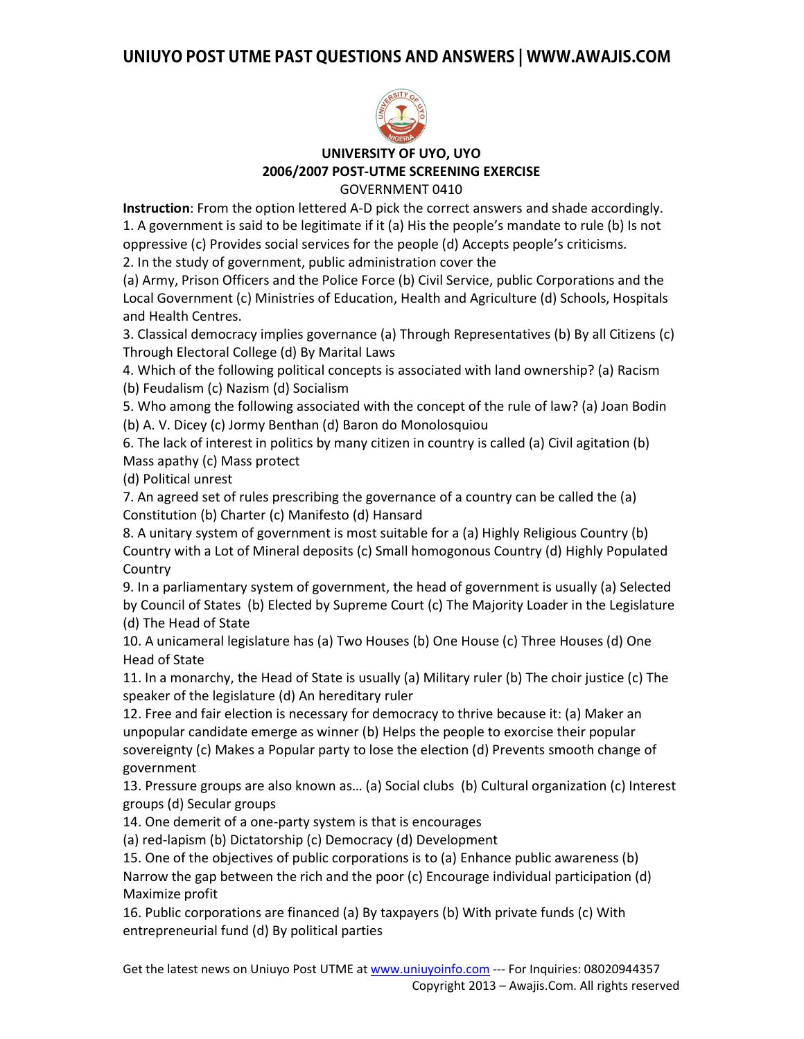# UNIVERSITY OF UYO, UYO

## 2006/2007 POST-UTME SCREENING EXERCISE

GOVERNMENT 0410

**Instruction**: From the option lettered A-D pick the correct answers and shade accordingly.

1. A government is said to be legitimate if it (a) His the people's mandate to rule (b) Is not oppressive (c) Provides social services for the people (d) Accepts people's criticisms.
2. In the study of government, public administration cover the
(a) Army, Prison Officers and the Police Force (b) Civil Service, public Corporations and the Local Government (c) Ministries of Education, Health and Agriculture (d) Schools, Hospitals and Health Centres.
3. Classical democracy implies governance (a) Through Representatives (b) By all Citizens (c) Through Electoral College (d) By Marital Laws
4. Which of the following political concepts is associated with land ownership? (a) Racism (b) Feudalism (c) Nazism (d) Socialism
5. Who among the following associated with the concept of the rule of law? (a) Joan Bodin (b) A. V. Dicey (c) Jormy Benthan (d) Baron do Monolosquiou
6. The lack of interest in politics by many citizen in country is called (a) Civil agitation (b) Mass apathy (c) Mass protect
(d) Political unrest
7. An agreed set of rules prescribing the governance of a country can be called the (a) Constitution (b) Charter (c) Manifesto (d) Hansard
8. A unitary system of government is most suitable for a (a) Highly Religious Country (b) Country with a Lot of Mineral deposits (c) Small homogonous Country (d) Highly Populated Country
9. In a parliamentary system of government, the head of government is usually (a) Selected by Council of States (b) Elected by Supreme Court (c) The Majority Loader in the Legislature (d) The Head of State
10. A unicameral legislature has (a) Two Houses (b) One House (c) Three Houses (d) One Head of State
11. In a monarchy, the Head of State is usually (a) Military ruler (b) The choir justice (c) The speaker of the legislature (d) An hereditary ruler
12. Free and fair election is necessary for democracy to thrive because it: (a) Maker an unpopular candidate emerge as winner (b) Helps the people to exorcise their popular sovereignty (c) Makes a Popular party to lose the election (d) Prevents smooth change of government
13. Pressure groups are also known as… (a) Social clubs (b) Cultural organization (c) Interest groups (d) Secular groups
14. One demerit of a one-party system is that is encourages
(a) red-lapism (b) Dictatorship (c) Democracy (d) Development
15. One of the objectives of public corporations is to (a) Enhance public awareness (b) Narrow the gap between the rich and the poor (c) Encourage individual participation (d) Maximize profit
16. Public corporations are financed (a) By taxpayers (b) With private funds (c) With entrepreneurial fund (d) By political parties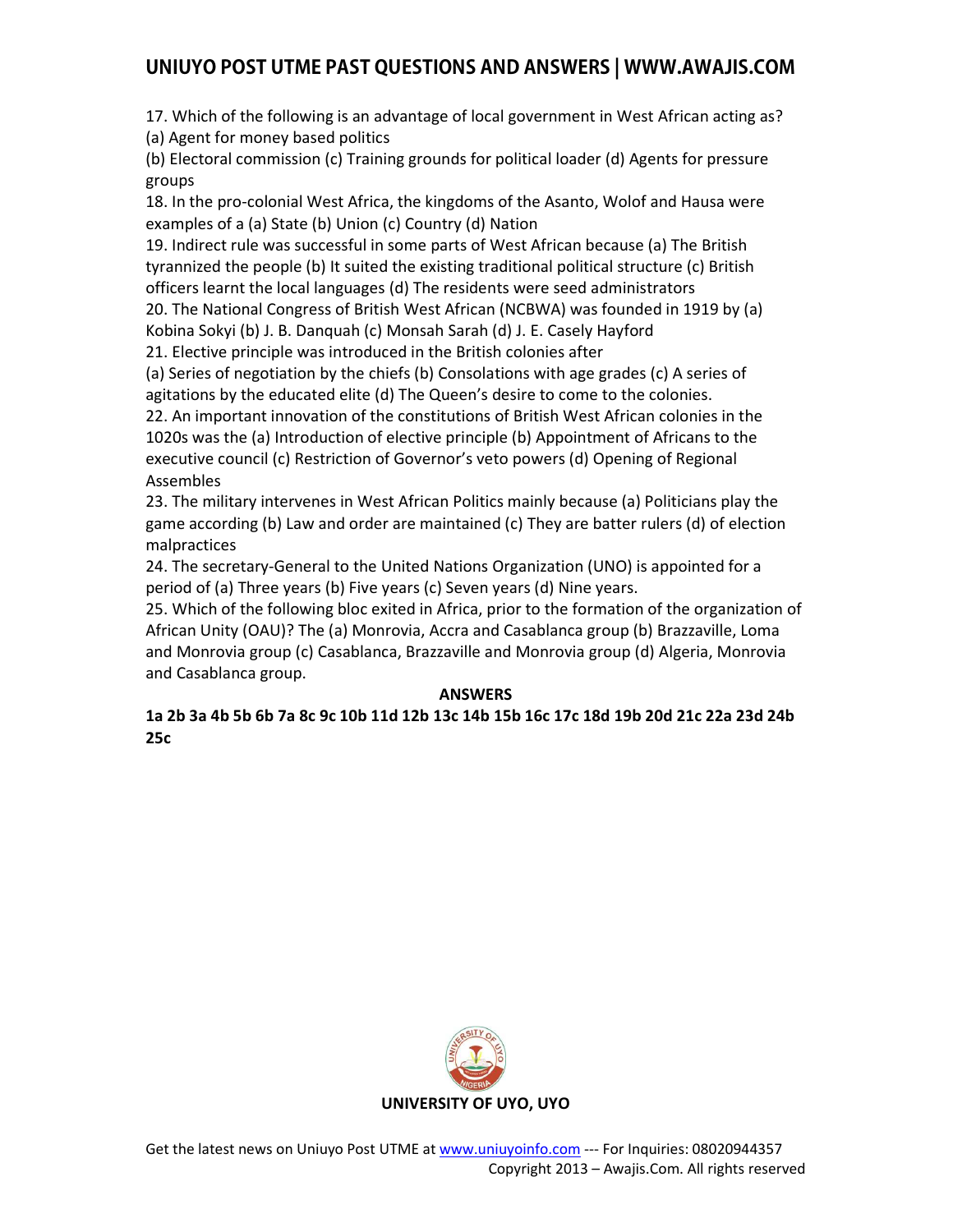17. Which of the following is an advantage of local government in West African acting as?
(a) Agent for money based politics
(b) Electoral commission (c) Training grounds for political loader (d) Agents for pressure groups
18. In the pro-colonial West Africa, the kingdoms of the Asanto, Wolof and Hausa were examples of a (a) State (b) Union (c) Country (d) Nation
19. Indirect rule was successful in some parts of West African because (a) The British tyrannized the people (b) It suited the existing traditional political structure (c) British officers learnt the local languages (d) The residents were seed administrators
20. The National Congress of British West African (NCBWA) was founded in 1919 by (a) Kobina Sokyi (b) J. B. Danquah (c) Monsah Sarah (d) J. E. Casely Hayford
21. Elective principle was introduced in the British colonies after
(a) Series of negotiation by the chiefs (b) Consolations with age grades (c) A series of agitations by the educated elite (d) The Queen's desire to come to the colonies.
22. An important innovation of the constitutions of British West African colonies in the 1020s was the (a) Introduction of elective principle (b) Appointment of Africans to the executive council (c) Restriction of Governor's veto powers (d) Opening of Regional Assembles
23. The military intervenes in West African Politics mainly because (a) Politicians play the game according (b) Law and order are maintained (c) They are batter rulers (d) of election malpractices
24. The secretary-General to the United Nations Organization (UNO) is appointed for a period of (a) Three years (b) Five years (c) Seven years (d) Nine years.
25. Which of the following bloc exited in Africa, prior to the formation of the organization of African Unity (OAU)? The (a) Monrovia, Accra and Casablanca group (b) Brazzaville, Loma and Monrovia group (c) Casablanca, Brazzaville and Monrovia group (d) Algeria, Monrovia and Casablanca group.

## ANSWERS

**1a 2b 3a 4b 5b 6b 7a 8c 9c 10b 11d 12b 13c 14b 15b 16c 17c 18d 19b 20d 21c 22a 23d 24b 25c**

**UNIVERSITY OF UYO, UYO**

Get the latest news on Uniuyo Post UTME at www.uniuyoinfo.com --- For Inquiries: 08020944357
Copyright 2013 – Awajis.Com. All rights reserved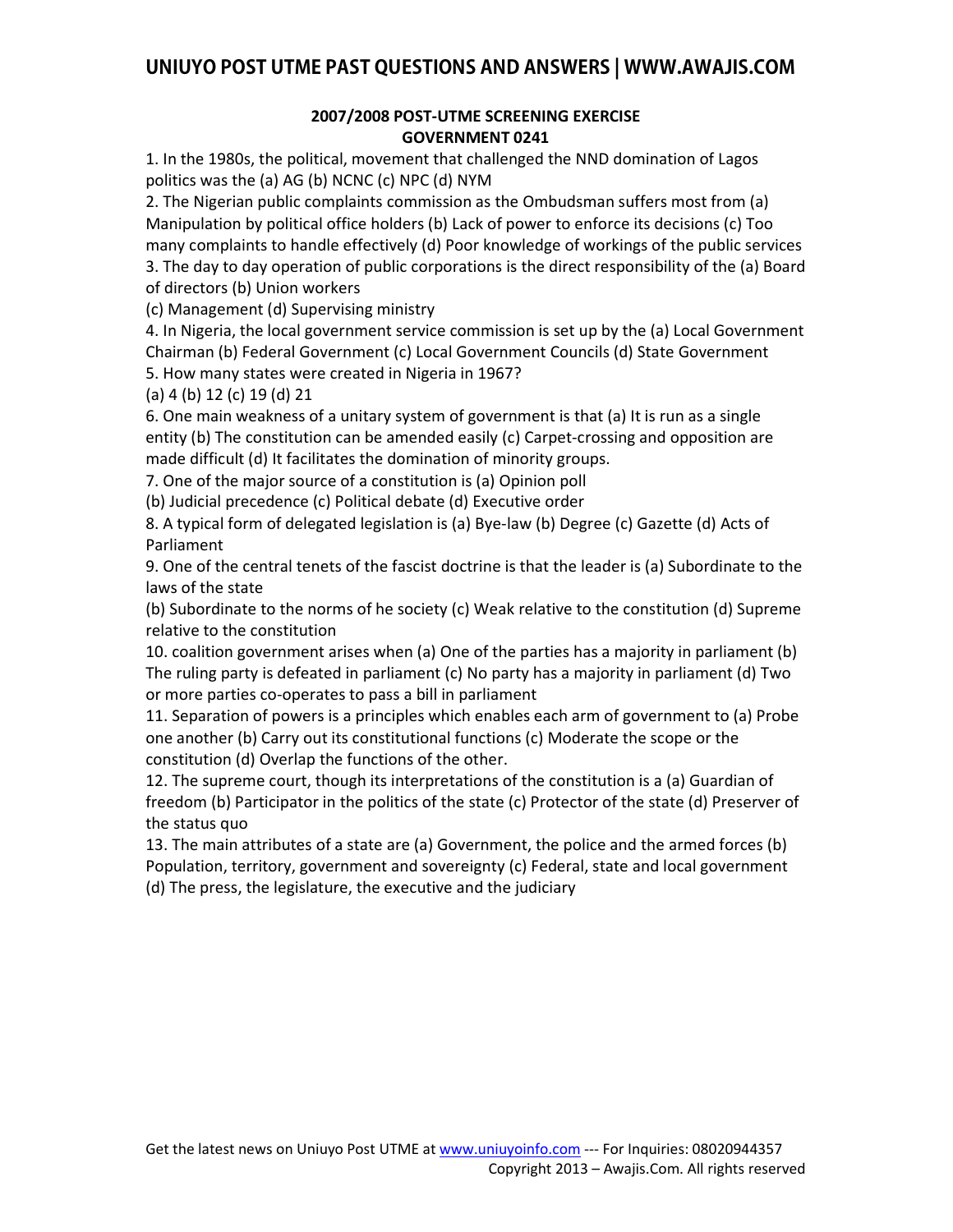### 2007/2008 POST-UTME SCREENING EXERCISE
### GOVERNMENT 0241

1. In the 1980s, the political, movement that challenged the NND domination of Lagos politics was the (a) AG (b) NCNC (c) NPC (d) NYM

2. The Nigerian public complaints commission as the Ombudsman suffers most from (a) Manipulation by political office holders (b) Lack of power to enforce its decisions (c) Too many complaints to handle effectively (d) Poor knowledge of workings of the public services

3. The day to day operation of public corporations is the direct responsibility of the (a) Board of directors (b) Union workers
(c) Management (d) Supervising ministry

4. In Nigeria, the local government service commission is set up by the (a) Local Government Chairman (b) Federal Government (c) Local Government Councils (d) State Government

5. How many states were created in Nigeria in 1967?
(a) 4 (b) 12 (c) 19 (d) 21

6. One main weakness of a unitary system of government is that (a) It is run as a single entity (b) The constitution can be amended easily (c) Carpet-crossing and opposition are made difficult (d) It facilitates the domination of minority groups.

7. One of the major source of a constitution is (a) Opinion poll
(b) Judicial precedence (c) Political debate (d) Executive order

8. A typical form of delegated legislation is (a) Bye-law (b) Degree (c) Gazette (d) Acts of Parliament

9. One of the central tenets of the fascist doctrine is that the leader is (a) Subordinate to the laws of the state
(b) Subordinate to the norms of he society (c) Weak relative to the constitution (d) Supreme relative to the constitution

10. coalition government arises when (a) One of the parties has a majority in parliament (b) The ruling party is defeated in parliament (c) No party has a majority in parliament (d) Two or more parties co-operates to pass a bill in parliament

11. Separation of powers is a principles which enables each arm of government to (a) Probe one another (b) Carry out its constitutional functions (c) Moderate the scope or the constitution (d) Overlap the functions of the other.

12. The supreme court, though its interpretations of the constitution is a (a) Guardian of freedom (b) Participator in the politics of the state (c) Protector of the state (d) Preserver of the status quo

13. The main attributes of a state are (a) Government, the police and the armed forces (b) Population, territory, government and sovereignty (c) Federal, state and local government (d) The press, the legislature, the executive and the judiciary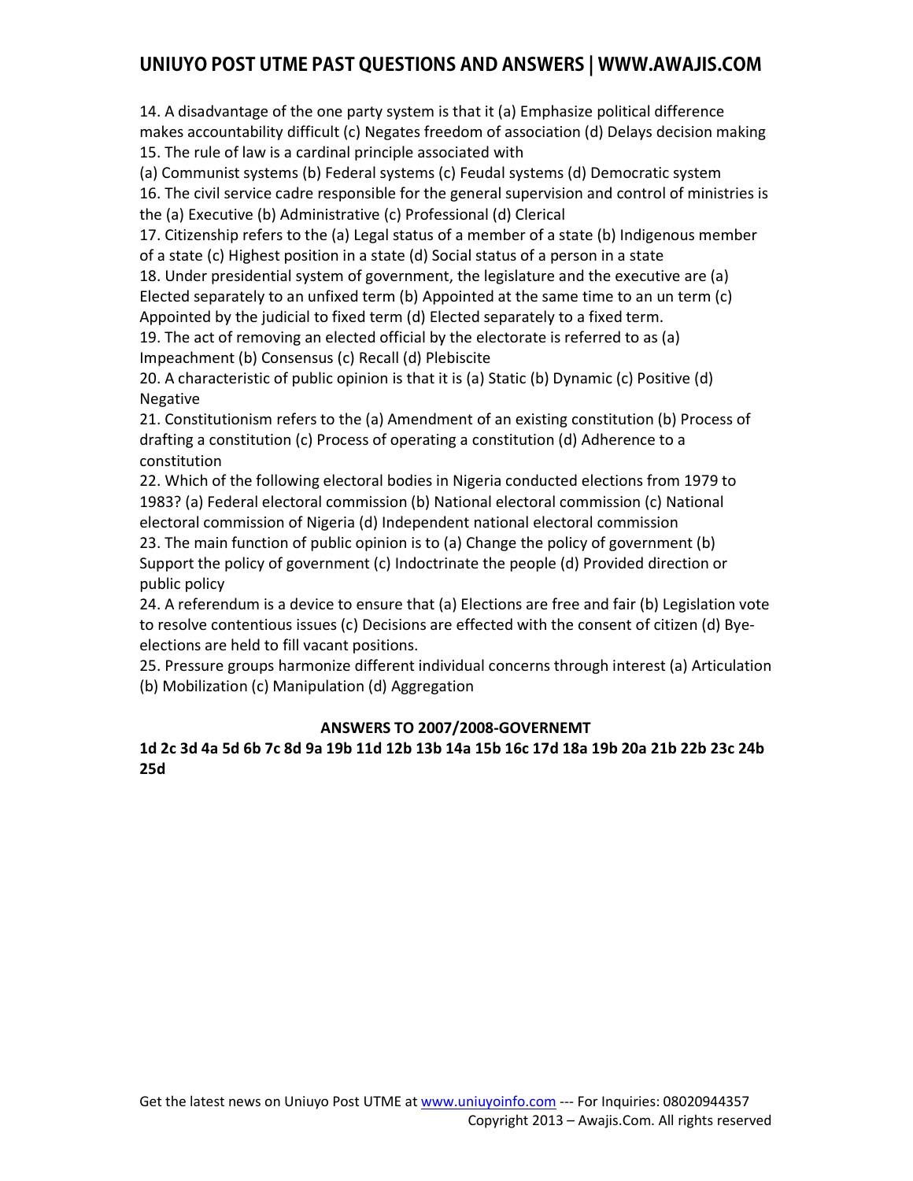14. A disadvantage of the one party system is that it (a) Emphasize political difference makes accountability difficult (c) Negates freedom of association (d) Delays decision making

15. The rule of law is a cardinal principle associated with
(a) Communist systems (b) Federal systems (c) Feudal systems (d) Democratic system

16. The civil service cadre responsible for the general supervision and control of ministries is the (a) Executive (b) Administrative (c) Professional (d) Clerical

17. Citizenship refers to the (a) Legal status of a member of a state (b) Indigenous member of a state (c) Highest position in a state (d) Social status of a person in a state

18. Under presidential system of government, the legislature and the executive are (a) Elected separately to an unfixed term (b) Appointed at the same time to an un term (c) Appointed by the judicial to fixed term (d) Elected separately to a fixed term.

19. The act of removing an elected official by the electorate is referred to as (a) Impeachment (b) Consensus (c) Recall (d) Plebiscite

20. A characteristic of public opinion is that it is (a) Static (b) Dynamic (c) Positive (d) Negative

21. Constitutionism refers to the (a) Amendment of an existing constitution (b) Process of drafting a constitution (c) Process of operating a constitution (d) Adherence to a constitution

22. Which of the following electoral bodies in Nigeria conducted elections from 1979 to 1983? (a) Federal electoral commission (b) National electoral commission (c) National electoral commission of Nigeria (d) Independent national electoral commission

23. The main function of public opinion is to (a) Change the policy of government (b) Support the policy of government (c) Indoctrinate the people (d) Provided direction or public policy

24. A referendum is a device to ensure that (a) Elections are free and fair (b) Legislation vote to resolve contentious issues (c) Decisions are effected with the consent of citizen (d) Bye-elections are held to fill vacant positions.

25. Pressure groups harmonize different individual concerns through interest (a) Articulation (b) Mobilization (c) Manipulation (d) Aggregation

**ANSWERS TO 2007/2008-GOVERNEMT**

**1d 2c 3d 4a 5d 6b 7c 8d 9a 19b 11d 12b 13b 14a 15b 16c 17d 18a 19b 20a 21b 22b 23c 24b 25d**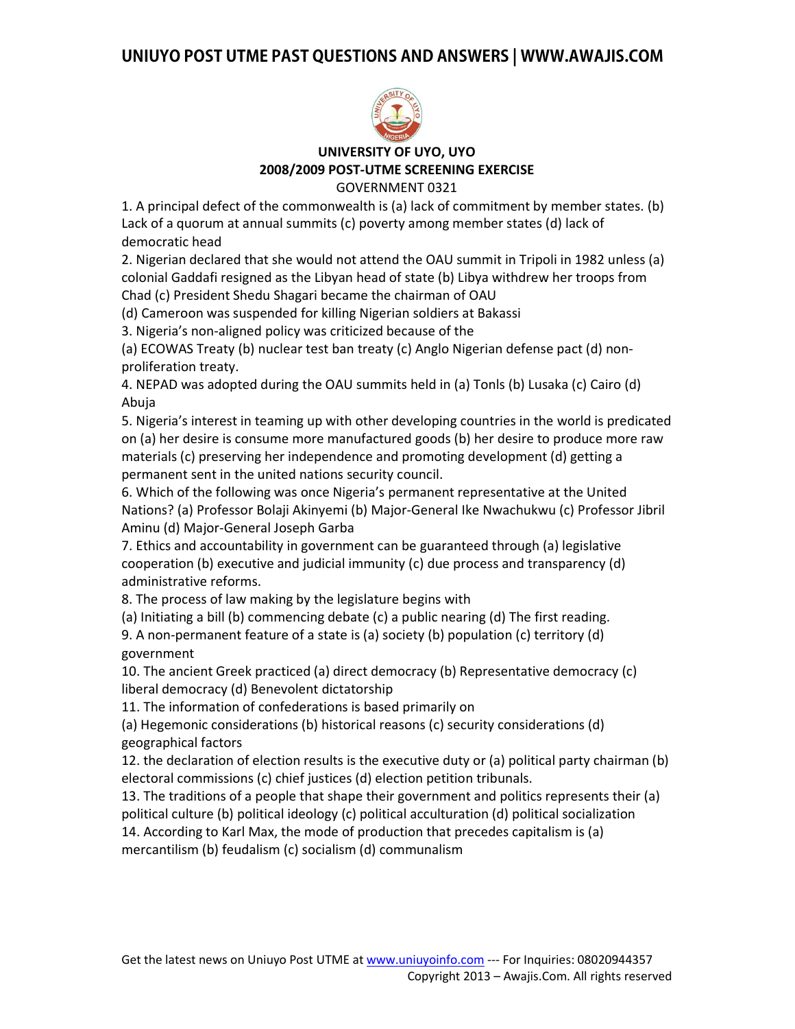**UNIVERSITY OF UYO, UYO**

**2008/2009 POST-UTME SCREENING EXERCISE**

GOVERNMENT 0321

1. A principal defect of the commonwealth is (a) lack of commitment by member states. (b) Lack of a quorum at annual summits (c) poverty among member states (d) lack of democratic head

2. Nigerian declared that she would not attend the OAU summit in Tripoli in 1982 unless (a) colonial Gaddafi resigned as the Libyan head of state (b) Libya withdrew her troops from Chad (c) President Shedu Shagari became the chairman of OAU
(d) Cameroon was suspended for killing Nigerian soldiers at Bakassi

3. Nigeria's non-aligned policy was criticized because of the
(a) ECOWAS Treaty (b) nuclear test ban treaty (c) Anglo Nigerian defense pact (d) non-proliferation treaty.

4. NEPAD was adopted during the OAU summits held in (a) Tonls (b) Lusaka (c) Cairo (d) Abuja

5. Nigeria's interest in teaming up with other developing countries in the world is predicated on (a) her desire is consume more manufactured goods (b) her desire to produce more raw materials (c) preserving her independence and promoting development (d) getting a permanent sent in the united nations security council.

6. Which of the following was once Nigeria's permanent representative at the United Nations? (a) Professor Bolaji Akinyemi (b) Major-General Ike Nwachukwu (c) Professor Jibril Aminu (d) Major-General Joseph Garba

7. Ethics and accountability in government can be guaranteed through (a) legislative cooperation (b) executive and judicial immunity (c) due process and transparency (d) administrative reforms.

8. The process of law making by the legislature begins with
(a) Initiating a bill (b) commencing debate (c) a public nearing (d) The first reading.

9. A non-permanent feature of a state is (a) society (b) population (c) territory (d) government

10. The ancient Greek practiced (a) direct democracy (b) Representative democracy (c) liberal democracy (d) Benevolent dictatorship

11. The information of confederations is based primarily on
(a) Hegemonic considerations (b) historical reasons (c) security considerations (d) geographical factors

12. the declaration of election results is the executive duty or (a) political party chairman (b) electoral commissions (c) chief justices (d) election petition tribunals.

13. The traditions of a people that shape their government and politics represents their (a) political culture (b) political ideology (c) political acculturation (d) political socialization

14. According to Karl Max, the mode of production that precedes capitalism is (a) mercantilism (b) feudalism (c) socialism (d) communalism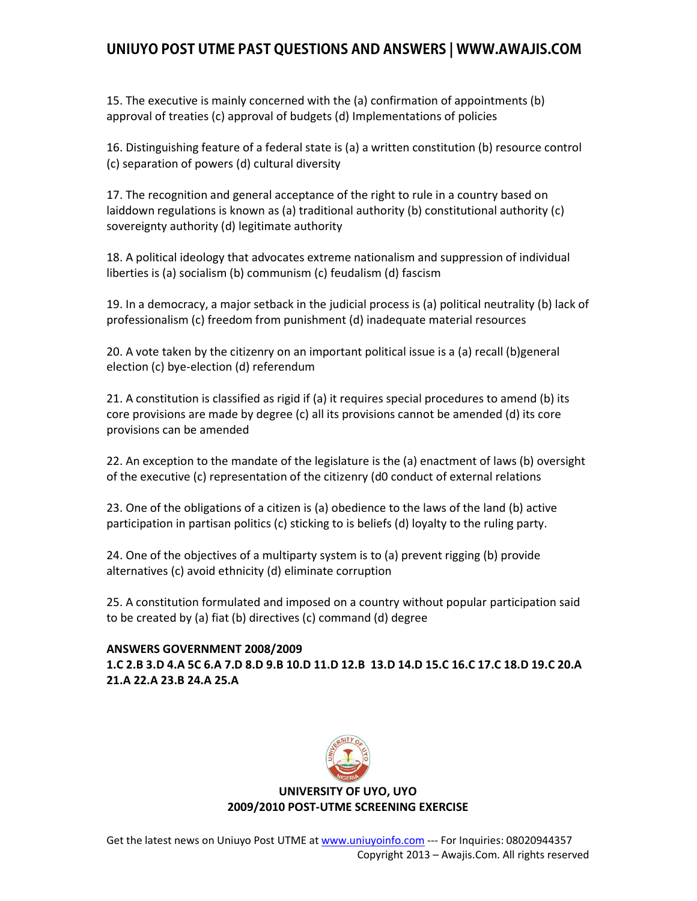15. The executive is mainly concerned with the (a) confirmation of appointments (b) approval of treaties (c) approval of budgets (d) Implementations of policies

16. Distinguishing feature of a federal state is (a) a written constitution (b) resource control (c) separation of powers (d) cultural diversity

17. The recognition and general acceptance of the right to rule in a country based on laiddown regulations is known as (a) traditional authority (b) constitutional authority (c) sovereignty authority (d) legitimate authority

18. A political ideology that advocates extreme nationalism and suppression of individual liberties is (a) socialism (b) communism (c) feudalism (d) fascism

19. In a democracy, a major setback in the judicial process is (a) political neutrality (b) lack of professionalism (c) freedom from punishment (d) inadequate material resources

20. A vote taken by the citizenry on an important political issue is a (a) recall (b)general election (c) bye-election (d) referendum

21. A constitution is classified as rigid if (a) it requires special procedures to amend (b) its core provisions are made by degree (c) all its provisions cannot be amended (d) its core provisions can be amended

22. An exception to the mandate of the legislature is the (a) enactment of laws (b) oversight of the executive (c) representation of the citizenry (d0 conduct of external relations

23. One of the obligations of a citizen is (a) obedience to the laws of the land (b) active participation in partisan politics (c) sticking to is beliefs (d) loyalty to the ruling party.

24. One of the objectives of a multiparty system is to (a) prevent rigging (b) provide alternatives (c) avoid ethnicity (d) eliminate corruption

25. A constitution formulated and imposed on a country without popular participation said to be created by (a) fiat (b) directives (c) command (d) degree

**ANSWERS GOVERNMENT 2008/2009**
**1.C 2.B 3.D 4.A 5C 6.A 7.D 8.D 9.B 10.D 11.D 12.B 13.D 14.D 15.C 16.C 17.C 18.D 19.C 20.A 21.A 22.A 23.B 24.A 25.A**

**UNIVERSITY OF UYO, UYO**
**2009/2010 POST-UTME SCREENING EXERCISE**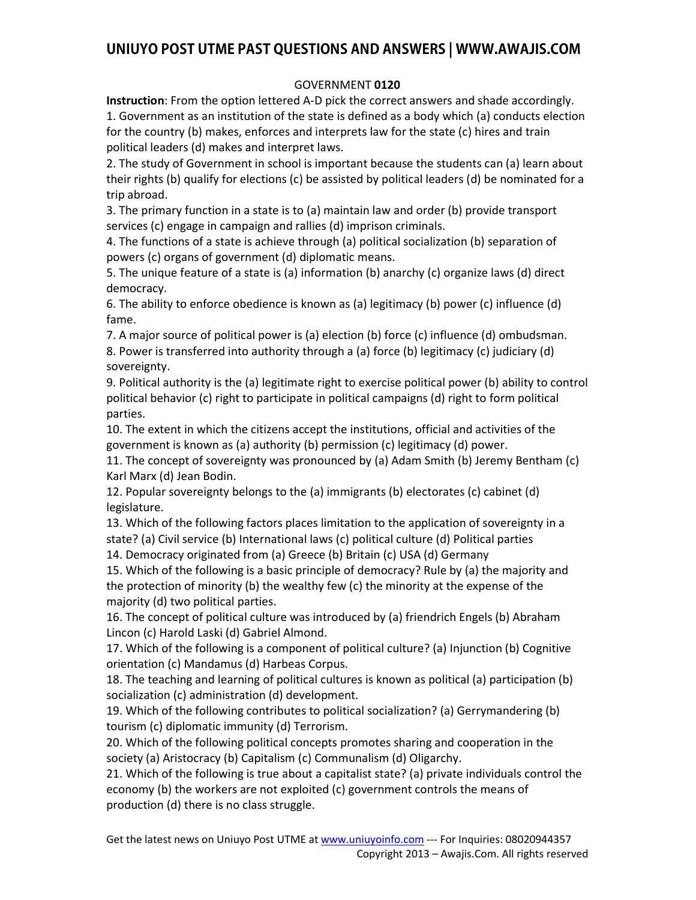GOVERNMENT **0120**

**Instruction**: From the option lettered A-D pick the correct answers and shade accordingly.

1. Government as an institution of the state is defined as a body which (a) conducts election for the country (b) makes, enforces and interprets law for the state (c) hires and train political leaders (d) makes and interpret laws.
2. The study of Government in school is important because the students can (a) learn about their rights (b) qualify for elections (c) be assisted by political leaders (d) be nominated for a trip abroad.
3. The primary function in a state is to (a) maintain law and order (b) provide transport services (c) engage in campaign and rallies (d) imprison criminals.
4. The functions of a state is achieve through (a) political socialization (b) separation of powers (c) organs of government (d) diplomatic means.
5. The unique feature of a state is (a) information (b) anarchy (c) organize laws (d) direct democracy.
6. The ability to enforce obedience is known as (a) legitimacy (b) power (c) influence (d) fame.
7. A major source of political power is (a) election (b) force (c) influence (d) ombudsman.
8. Power is transferred into authority through a (a) force (b) legitimacy (c) judiciary (d) sovereignty.
9. Political authority is the (a) legitimate right to exercise political power (b) ability to control political behavior (c) right to participate in political campaigns (d) right to form political parties.
10. The extent in which the citizens accept the institutions, official and activities of the government is known as (a) authority (b) permission (c) legitimacy (d) power.
11. The concept of sovereignty was pronounced by (a) Adam Smith (b) Jeremy Bentham (c) Karl Marx (d) Jean Bodin.
12. Popular sovereignty belongs to the (a) immigrants (b) electorates (c) cabinet (d) legislature.
13. Which of the following factors places limitation to the application of sovereignty in a state? (a) Civil service (b) International laws (c) political culture (d) Political parties
14. Democracy originated from (a) Greece (b) Britain (c) USA (d) Germany
15. Which of the following is a basic principle of democracy? Rule by (a) the majority and the protection of minority (b) the wealthy few (c) the minority at the expense of the majority (d) two political parties.
16. The concept of political culture was introduced by (a) friendrich Engels (b) Abraham Lincon (c) Harold Laski (d) Gabriel Almond.
17. Which of the following is a component of political culture? (a) Injunction (b) Cognitive orientation (c) Mandamus (d) Harbeas Corpus.
18. The teaching and learning of political cultures is known as political (a) participation (b) socialization (c) administration (d) development.
19. Which of the following contributes to political socialization? (a) Gerrymandering (b) tourism (c) diplomatic immunity (d) Terrorism.
20. Which of the following political concepts promotes sharing and cooperation in the society (a) Aristocracy (b) Capitalism (c) Communalism (d) Oligarchy.
21. Which of the following is true about a capitalist state? (a) private individuals control the economy (b) the workers are not exploited (c) government controls the means of production (d) there is no class struggle.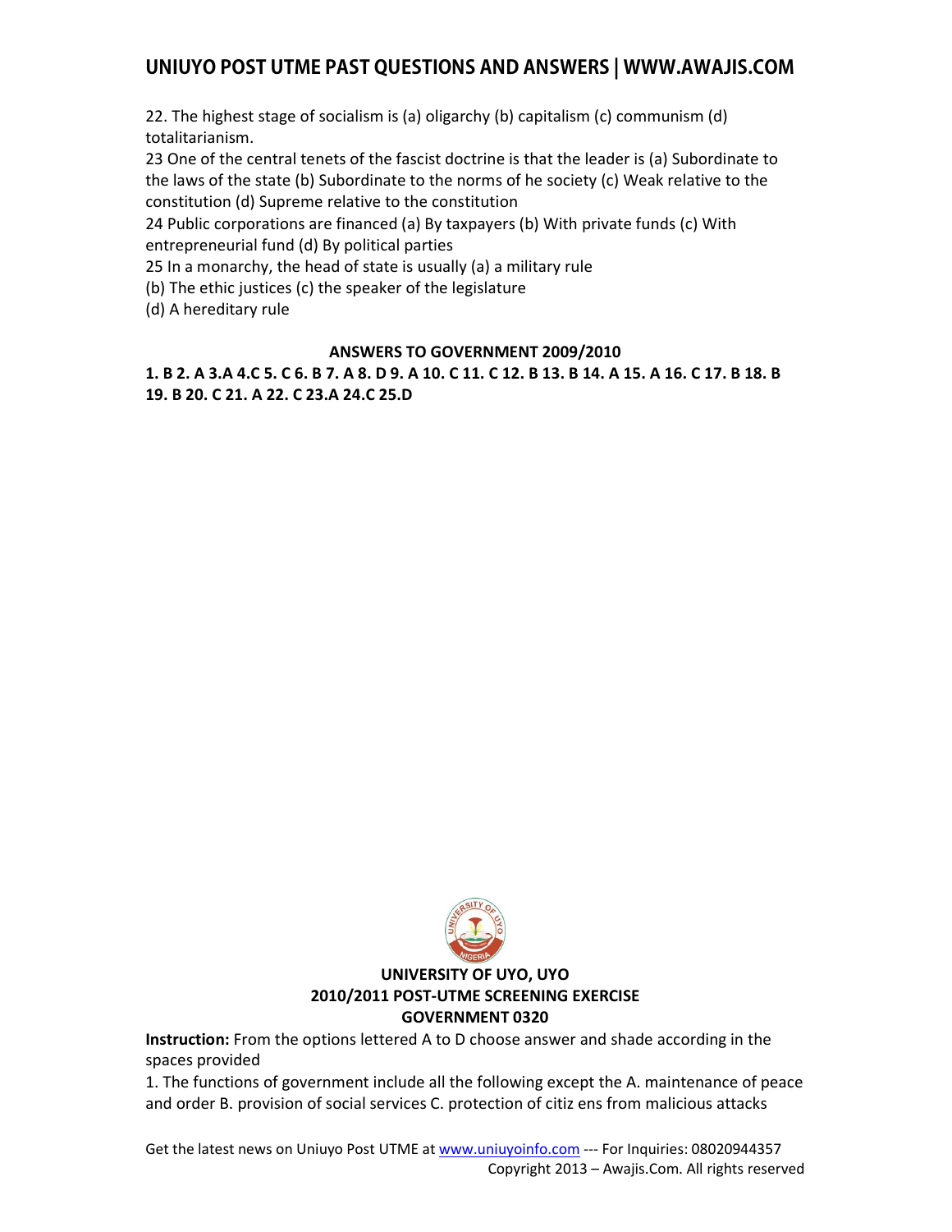22. The highest stage of socialism is (a) oligarchy (b) capitalism (c) communism (d) totalitarianism.

23 One of the central tenets of the fascist doctrine is that the leader is (a) Subordinate to the laws of the state (b) Subordinate to the norms of he society (c) Weak relative to the constitution (d) Supreme relative to the constitution

24 Public corporations are financed (a) By taxpayers (b) With private funds (c) With entrepreneurial fund (d) By political parties

25 In a monarchy, the head of state is usually (a) a military rule
(b) The ethic justices (c) the speaker of the legislature
(d) A hereditary rule

**ANSWERS TO GOVERNMENT 2009/2010**

**1. B 2. A 3.A 4.C 5. C 6. B 7. A 8. D 9. A 10. C 11. C 12. B 13. B 14. A 15. A 16. C 17. B 18. B 19. B 20. C 21. A 22. C 23.A 24.C 25.D**

**UNIVERSITY OF UYO, UYO**
**2010/2011 POST-UTME SCREENING EXERCISE**
**GOVERNMENT 0320**

**Instruction:** From the options lettered A to D choose answer and shade according in the spaces provided

1. The functions of government include all the following except the A. maintenance of peace and order B. provision of social services C. protection of citiz ens from malicious attacks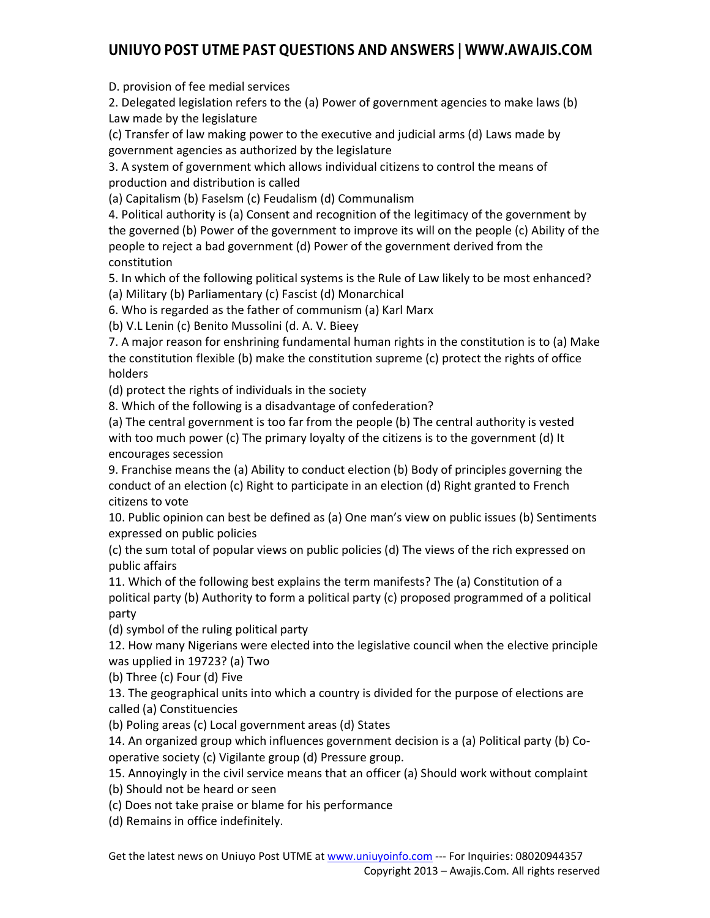D. provision of fee medial services

2. Delegated legislation refers to the (a) Power of government agencies to make laws (b) Law made by the legislature
(c) Transfer of law making power to the executive and judicial arms (d) Laws made by government agencies as authorized by the legislature

3. A system of government which allows individual citizens to control the means of production and distribution is called
(a) Capitalism (b) Faselsm (c) Feudalism (d) Communalism

4. Political authority is (a) Consent and recognition of the legitimacy of the government by the governed (b) Power of the government to improve its will on the people (c) Ability of the people to reject a bad government (d) Power of the government derived from the constitution

5. In which of the following political systems is the Rule of Law likely to be most enhanced?
(a) Military (b) Parliamentary (c) Fascist (d) Monarchical

6. Who is regarded as the father of communism (a) Karl Marx
(b) V.L Lenin (c) Benito Mussolini (d. A. V. Bieey

7. A major reason for enshrining fundamental human rights in the constitution is to (a) Make the constitution flexible (b) make the constitution supreme (c) protect the rights of office holders
(d) protect the rights of individuals in the society

8. Which of the following is a disadvantage of confederation?
(a) The central government is too far from the people (b) The central authority is vested with too much power (c) The primary loyalty of the citizens is to the government (d) It encourages secession

9. Franchise means the (a) Ability to conduct election (b) Body of principles governing the conduct of an election (c) Right to participate in an election (d) Right granted to French citizens to vote

10. Public opinion can best be defined as (a) One man's view on public issues (b) Sentiments expressed on public policies
(c) the sum total of popular views on public policies (d) The views of the rich expressed on public affairs

11. Which of the following best explains the term manifests? The (a) Constitution of a political party (b) Authority to form a political party (c) proposed programmed of a political party
(d) symbol of the ruling political party

12. How many Nigerians were elected into the legislative council when the elective principle was upplied in 19723? (a) Two
(b) Three (c) Four (d) Five

13. The geographical units into which a country is divided for the purpose of elections are called (a) Constituencies
(b) Poling areas (c) Local government areas (d) States

14. An organized group which influences government decision is a (a) Political party (b) Co-operative society (c) Vigilante group (d) Pressure group.

15. Annoyingly in the civil service means that an officer (a) Should work without complaint
(b) Should not be heard or seen
(c) Does not take praise or blame for his performance
(d) Remains in office indefinitely.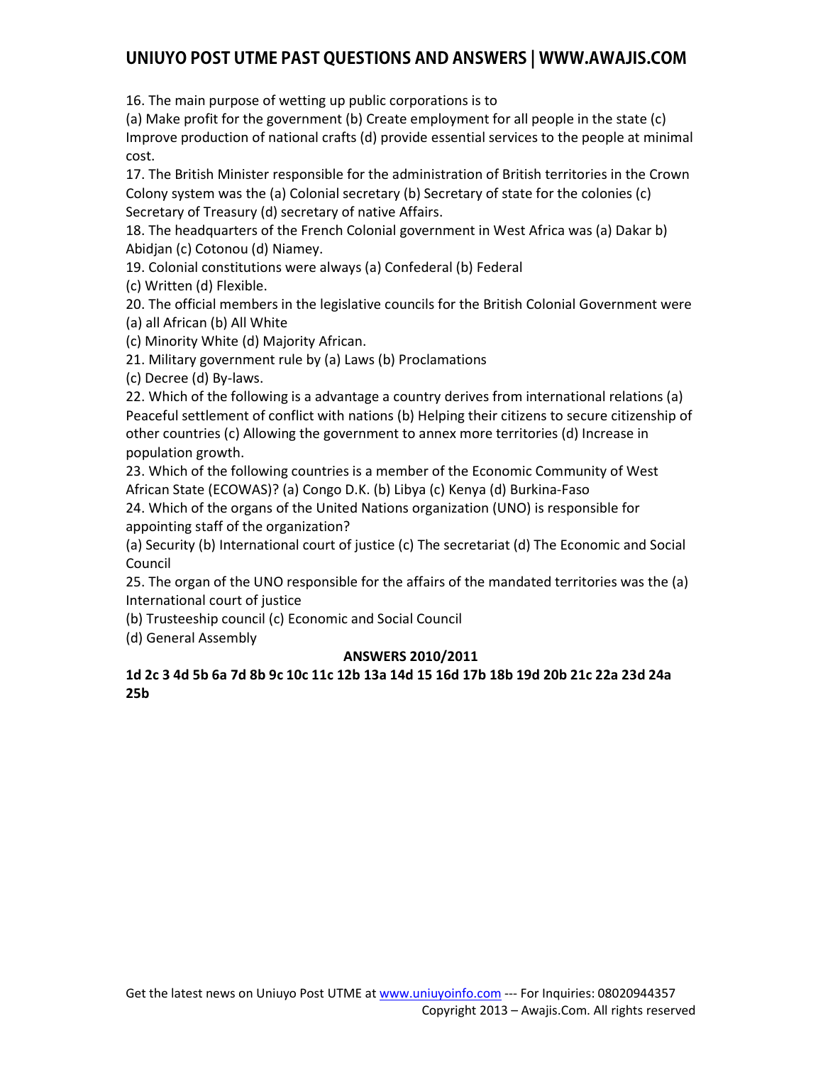16. The main purpose of wetting up public corporations is to
(a) Make profit for the government (b) Create employment for all people in the state (c) Improve production of national crafts (d) provide essential services to the people at minimal cost.

17. The British Minister responsible for the administration of British territories in the Crown Colony system was the (a) Colonial secretary (b) Secretary of state for the colonies (c) Secretary of Treasury (d) secretary of native Affairs.

18. The headquarters of the French Colonial government in West Africa was (a) Dakar b) Abidjan (c) Cotonou (d) Niamey.

19. Colonial constitutions were always (a) Confederal (b) Federal
(c) Written (d) Flexible.

20. The official members in the legislative councils for the British Colonial Government were
(a) all African (b) All White
(c) Minority White (d) Majority African.

21. Military government rule by (a) Laws (b) Proclamations
(c) Decree (d) By-laws.

22. Which of the following is a advantage a country derives from international relations (a) Peaceful settlement of conflict with nations (b) Helping their citizens to secure citizenship of other countries (c) Allowing the government to annex more territories (d) Increase in population growth.

23. Which of the following countries is a member of the Economic Community of West African State (ECOWAS)? (a) Congo D.K. (b) Libya (c) Kenya (d) Burkina-Faso

24. Which of the organs of the United Nations organization (UNO) is responsible for appointing staff of the organization?
(a) Security (b) International court of justice (c) The secretariat (d) The Economic and Social Council

25. The organ of the UNO responsible for the affairs of the mandated territories was the (a) International court of justice
(b) Trusteeship council (c) Economic and Social Council
(d) General Assembly

**ANSWERS 2010/2011**

**1d 2c 3 4d 5b 6a 7d 8b 9c 10c 11c 12b 13a 14d 15 16d 17b 18b 19d 20b 21c 22a 23d 24a 25b**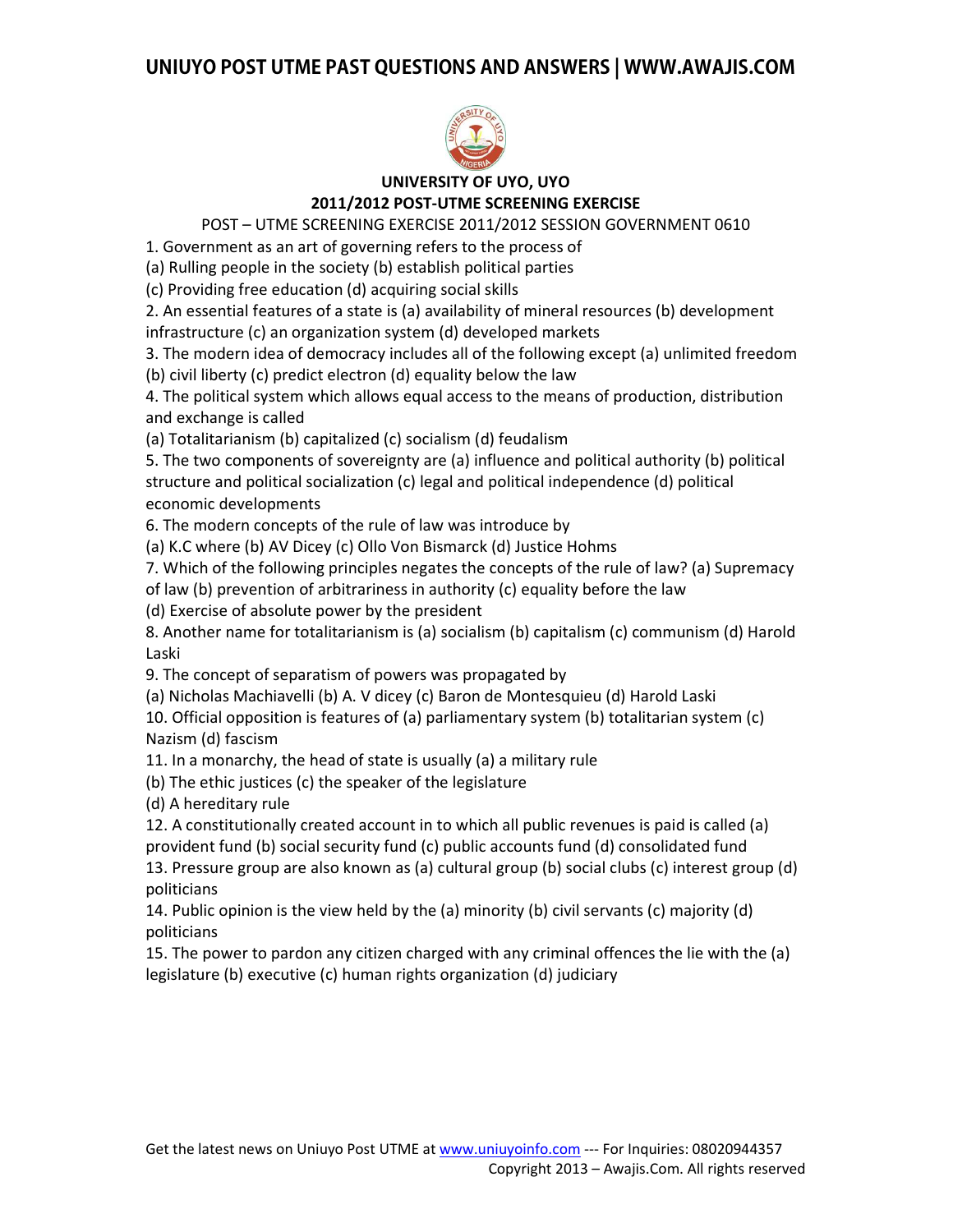### UNIVERSITY OF UYO, UYO
### 2011/2012 POST-UTME SCREENING EXERCISE

POST – UTME SCREENING EXERCISE 2011/2012 SESSION GOVERNMENT 0610

1. Government as an art of governing refers to the process of
(a) Rulling people in the society (b) establish political parties
(c) Providing free education (d) acquiring social skills

2. An essential features of a state is (a) availability of mineral resources (b) development infrastructure (c) an organization system (d) developed markets

3. The modern idea of democracy includes all of the following except (a) unlimited freedom
(b) civil liberty (c) predict electron (d) equality below the law

4. The political system which allows equal access to the means of production, distribution and exchange is called
(a) Totalitarianism (b) capitalized (c) socialism (d) feudalism

5. The two components of sovereignty are (a) influence and political authority (b) political structure and political socialization (c) legal and political independence (d) political economic developments

6. The modern concepts of the rule of law was introduce by
(a) K.C where (b) AV Dicey (c) Ollo Von Bismarck (d) Justice Hohms

7. Which of the following principles negates the concepts of the rule of law? (a) Supremacy of law (b) prevention of arbitrariness in authority (c) equality before the law
(d) Exercise of absolute power by the president

8. Another name for totalitarianism is (a) socialism (b) capitalism (c) communism (d) Harold Laski

9. The concept of separatism of powers was propagated by
(a) Nicholas Machiavelli (b) A. V dicey (c) Baron de Montesquieu (d) Harold Laski

10. Official opposition is features of (a) parliamentary system (b) totalitarian system (c) Nazism (d) fascism

11. In a monarchy, the head of state is usually (a) a military rule
(b) The ethic justices (c) the speaker of the legislature
(d) A hereditary rule

12. A constitutionally created account in to which all public revenues is paid is called (a) provident fund (b) social security fund (c) public accounts fund (d) consolidated fund

13. Pressure group are also known as (a) cultural group (b) social clubs (c) interest group (d) politicians

14. Public opinion is the view held by the (a) minority (b) civil servants (c) majority (d) politicians

15. The power to pardon any citizen charged with any criminal offences the lie with the (a) legislature (b) executive (c) human rights organization (d) judiciary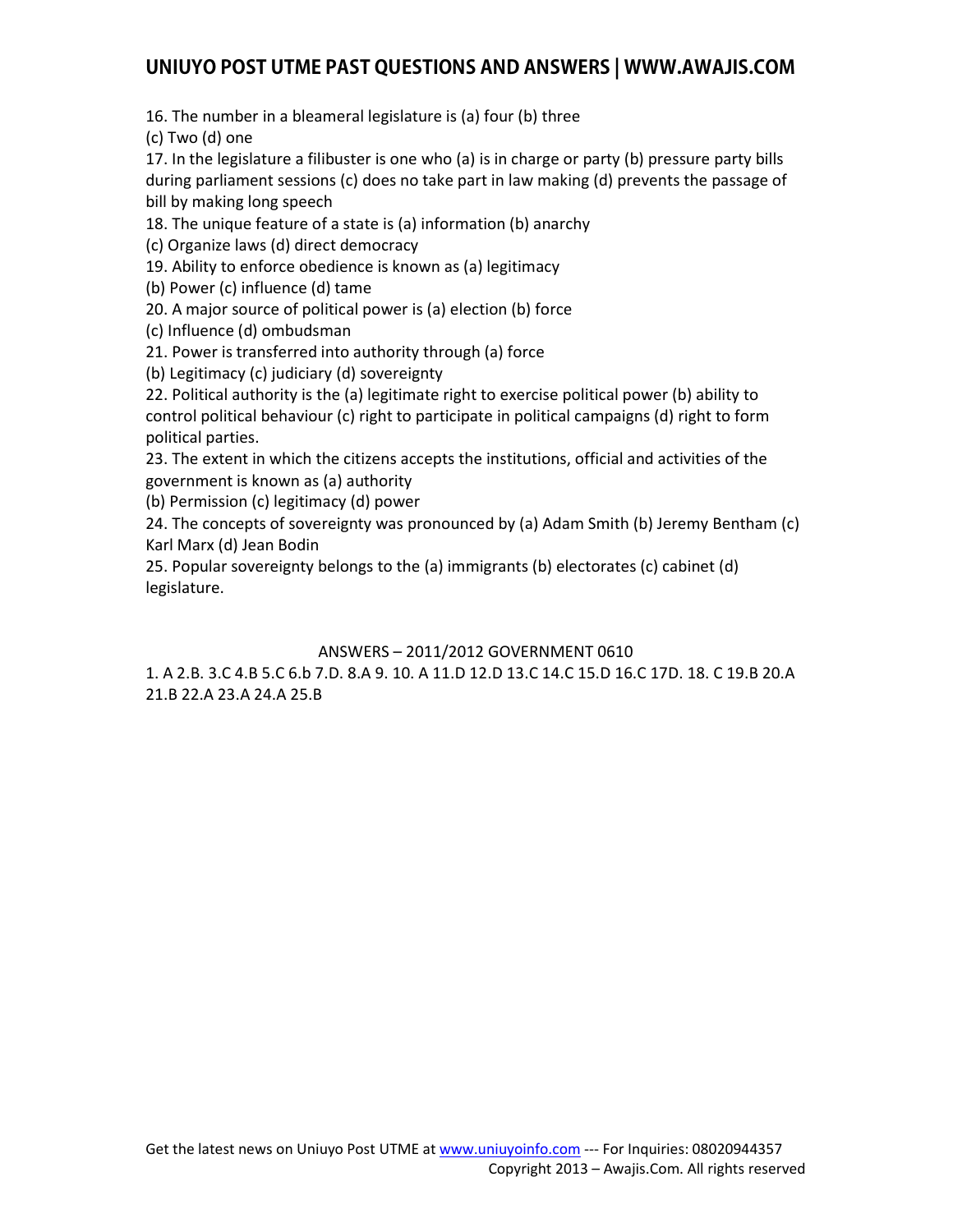16. The number in a bleameral legislature is (a) four (b) three
(c) Two (d) one

17. In the legislature a filibuster is one who (a) is in charge or party (b) pressure party bills during parliament sessions (c) does no take part in law making (d) prevents the passage of bill by making long speech

18. The unique feature of a state is (a) information (b) anarchy
(c) Organize laws (d) direct democracy

19. Ability to enforce obedience is known as (a) legitimacy
(b) Power (c) influence (d) tame

20. A major source of political power is (a) election (b) force
(c) Influence (d) ombudsman

21. Power is transferred into authority through (a) force
(b) Legitimacy (c) judiciary (d) sovereignty

22. Political authority is the (a) legitimate right to exercise political power (b) ability to control political behaviour (c) right to participate in political campaigns (d) right to form political parties.

23. The extent in which the citizens accepts the institutions, official and activities of the government is known as (a) authority
(b) Permission (c) legitimacy (d) power

24. The concepts of sovereignty was pronounced by (a) Adam Smith (b) Jeremy Bentham (c) Karl Marx (d) Jean Bodin

25. Popular sovereignty belongs to the (a) immigrants (b) electorates (c) cabinet (d) legislature.

ANSWERS – 2011/2012 GOVERNMENT 0610

1. A 2.B. 3.C 4.B 5.C 6.b 7.D. 8.A 9. 10. A 11.D 12.D 13.C 14.C 15.D 16.C 17D. 18. C 19.B 20.A 21.B 22.A 23.A 24.A 25.B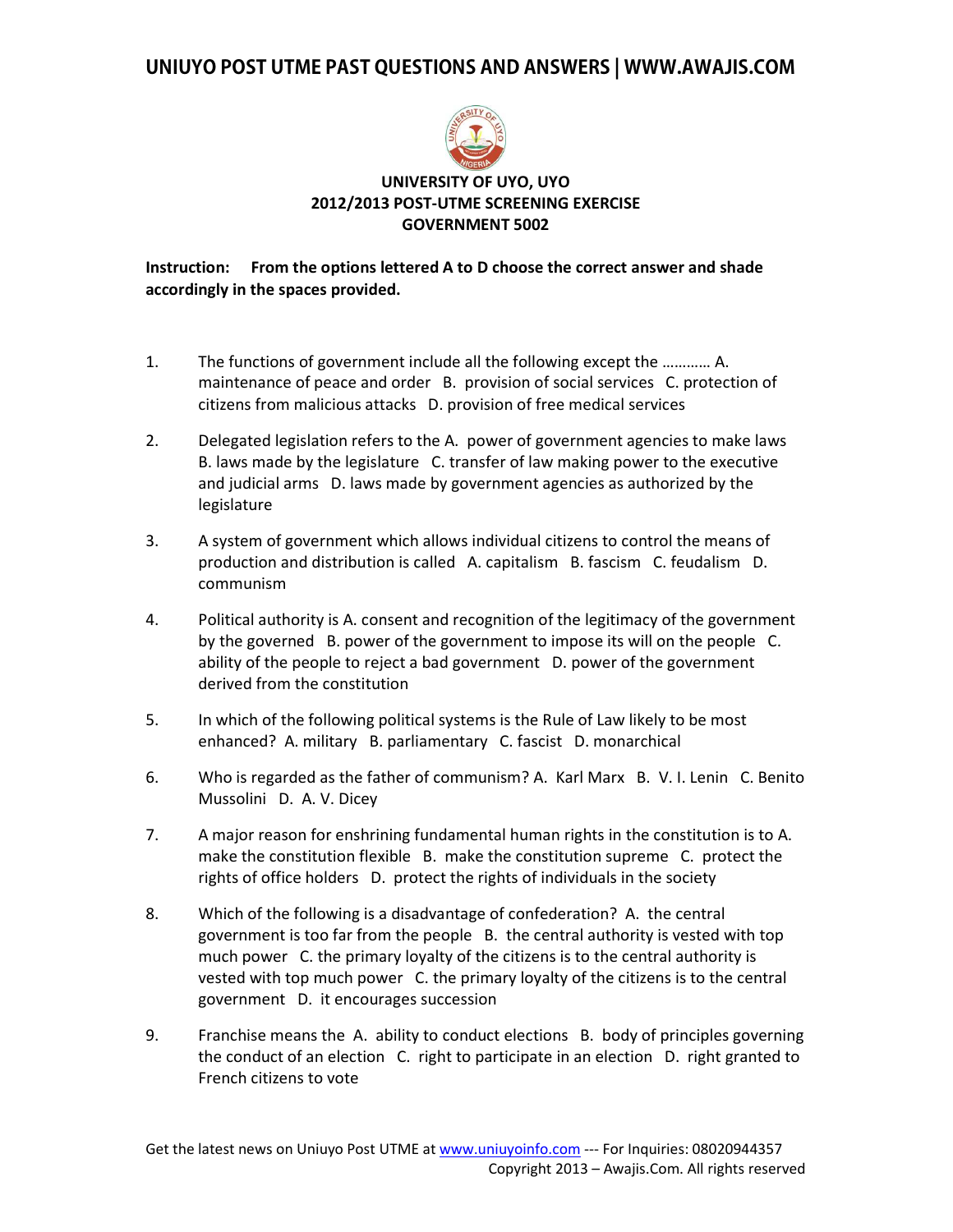**UNIVERSITY OF UYO, UYO**
**2012/2013 POST-UTME SCREENING EXERCISE**
**GOVERNMENT 5002**

**Instruction: From the options lettered A to D choose the correct answer and shade accordingly in the spaces provided.**

1. The functions of government include all the following except the ………… A. maintenance of peace and order B. provision of social services C. protection of citizens from malicious attacks D. provision of free medical services

2. Delegated legislation refers to the A. power of government agencies to make laws B. laws made by the legislature C. transfer of law making power to the executive and judicial arms D. laws made by government agencies as authorized by the legislature

3. A system of government which allows individual citizens to control the means of production and distribution is called A. capitalism B. fascism C. feudalism D. communism

4. Political authority is A. consent and recognition of the legitimacy of the government by the governed B. power of the government to impose its will on the people C. ability of the people to reject a bad government D. power of the government derived from the constitution

5. In which of the following political systems is the Rule of Law likely to be most enhanced? A. military B. parliamentary C. fascist D. monarchical

6. Who is regarded as the father of communism? A. Karl Marx B. V. I. Lenin C. Benito Mussolini D. A. V. Dicey

7. A major reason for enshrining fundamental human rights in the constitution is to A. make the constitution flexible B. make the constitution supreme C. protect the rights of office holders D. protect the rights of individuals in the society

8. Which of the following is a disadvantage of confederation? A. the central government is too far from the people B. the central authority is vested with top much power C. the primary loyalty of the citizens is to the central authority is vested with top much power C. the primary loyalty of the citizens is to the central government D. it encourages succession

9. Franchise means the A. ability to conduct elections B. body of principles governing the conduct of an election C. right to participate in an election D. right granted to French citizens to vote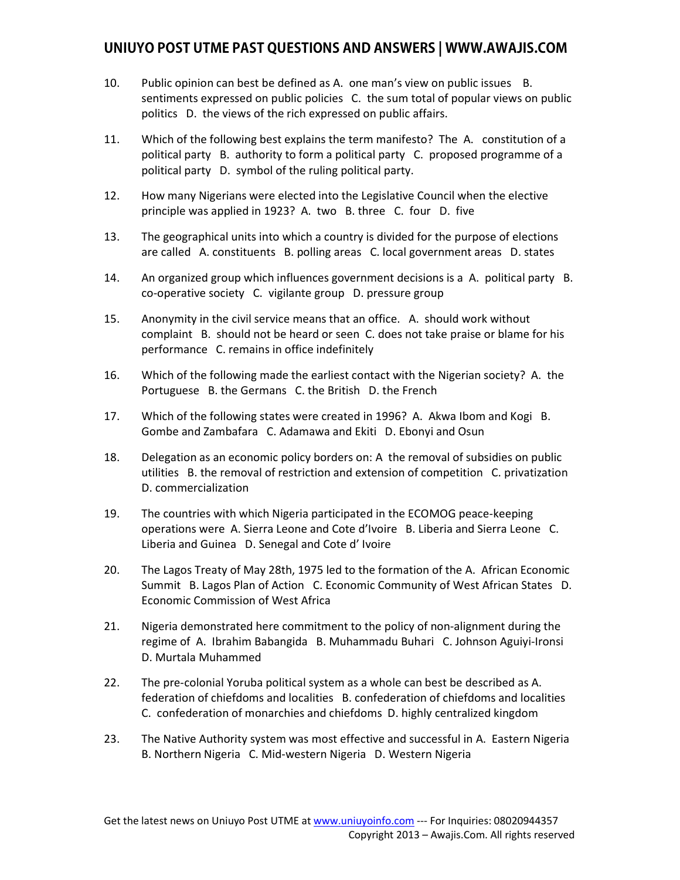10. Public opinion can best be defined as A. one man's view on public issues B. sentiments expressed on public policies C. the sum total of popular views on public politics D. the views of the rich expressed on public affairs.

11. Which of the following best explains the term manifesto? The A. constitution of a political party B. authority to form a political party C. proposed programme of a political party D. symbol of the ruling political party.

12. How many Nigerians were elected into the Legislative Council when the elective principle was applied in 1923? A. two B. three C. four D. five

13. The geographical units into which a country is divided for the purpose of elections are called A. constituents B. polling areas C. local government areas D. states

14. An organized group which influences government decisions is a A. political party B. co-operative society C. vigilante group D. pressure group

15. Anonymity in the civil service means that an office. A. should work without complaint B. should not be heard or seen C. does not take praise or blame for his performance C. remains in office indefinitely

16. Which of the following made the earliest contact with the Nigerian society? A. the Portuguese B. the Germans C. the British D. the French

17. Which of the following states were created in 1996? A. Akwa Ibom and Kogi B. Gombe and Zambafara C. Adamawa and Ekiti D. Ebonyi and Osun

18. Delegation as an economic policy borders on: A the removal of subsidies on public utilities B. the removal of restriction and extension of competition C. privatization D. commercialization

19. The countries with which Nigeria participated in the ECOMOG peace-keeping operations were A. Sierra Leone and Cote d'Ivoire B. Liberia and Sierra Leone C. Liberia and Guinea D. Senegal and Cote d' Ivoire

20. The Lagos Treaty of May 28th, 1975 led to the formation of the A. African Economic Summit B. Lagos Plan of Action C. Economic Community of West African States D. Economic Commission of West Africa

21. Nigeria demonstrated here commitment to the policy of non-alignment during the regime of A. Ibrahim Babangida B. Muhammadu Buhari C. Johnson Aguiyi-Ironsi D. Murtala Muhammed

22. The pre-colonial Yoruba political system as a whole can best be described as A. federation of chiefdoms and localities B. confederation of chiefdoms and localities C. confederation of monarchies and chiefdoms D. highly centralized kingdom

23. The Native Authority system was most effective and successful in A. Eastern Nigeria B. Northern Nigeria C. Mid-western Nigeria D. Western Nigeria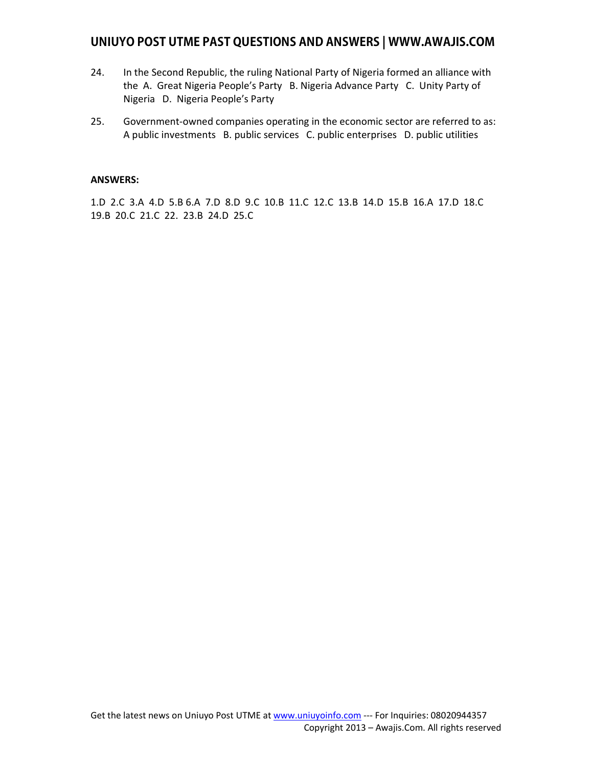24. In the Second Republic, the ruling National Party of Nigeria formed an alliance with the A. Great Nigeria People's Party B. Nigeria Advance Party C. Unity Party of Nigeria D. Nigeria People's Party

25. Government-owned companies operating in the economic sector are referred to as: A public investments B. public services C. public enterprises D. public utilities

**ANSWERS:**

1.D 2.C 3.A 4.D 5.B 6.A 7.D 8.D 9.C 10.B 11.C 12.C 13.B 14.D 15.B 16.A 17.D 18.C 19.B 20.C 21.C 22. 23.B 24.D 25.C